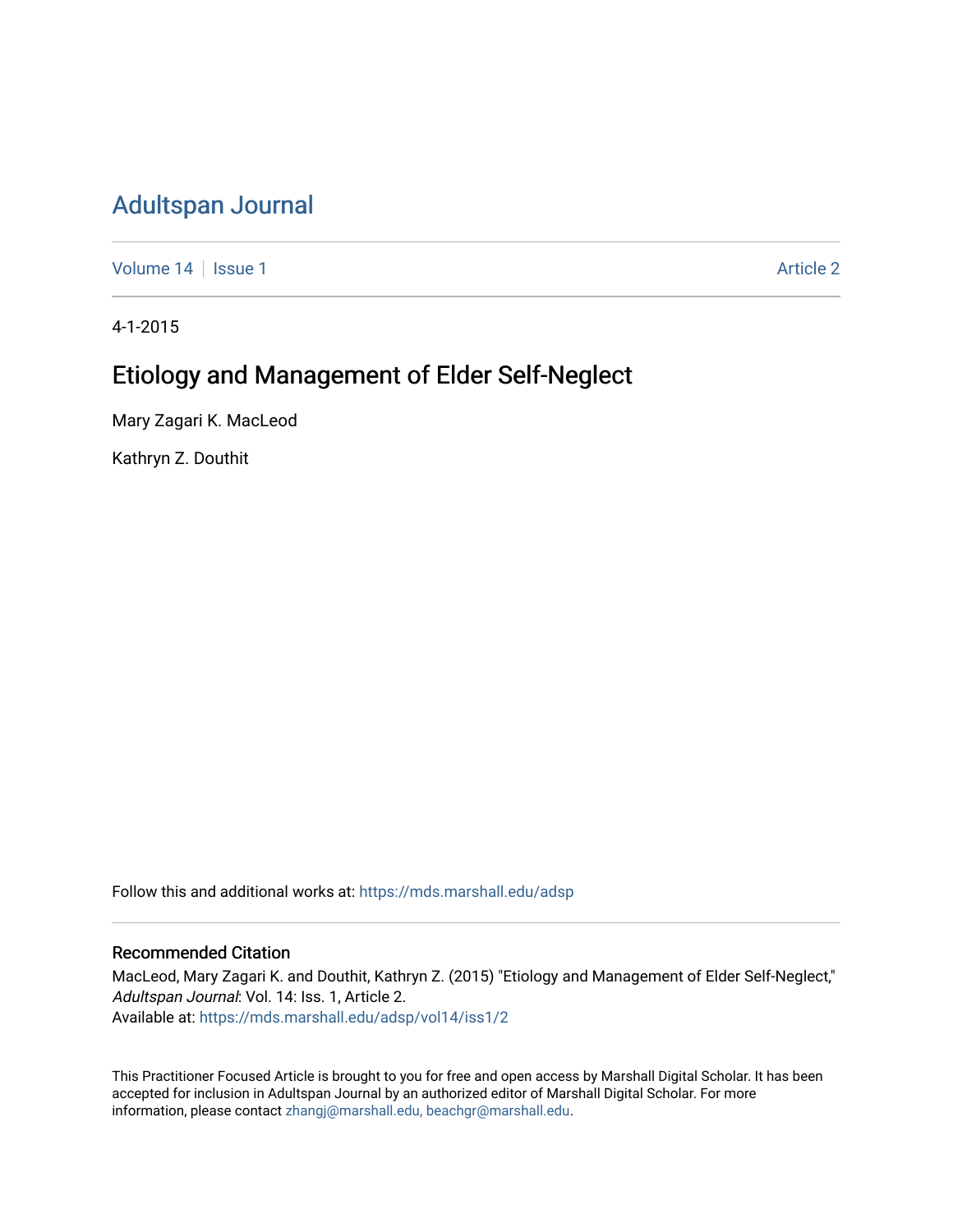# Adultspan Journal

Volume 14 | Issue 1 | Article 2

4-1-2015

## Etiology and Management of Elder Self-Neglect

Mary Zagari K. MacLeod

Kathryn Z. Douthit

Follow this and additional works at: https://mds.marshall.edu/adsp

### Recommended Citation

MacLeod, Mary Zagari K. and Douthit, Kathryn Z. (2015) "Etiology and Management of Elder Self-Neglect," *Adultspan Journal*: Vol. 14: Iss. 1, Article 2.
Available at: https://mds.marshall.edu/adsp/vol14/iss1/2

This Practitioner Focused Article is brought to you for free and open access by Marshall Digital Scholar. It has been accepted for inclusion in Adultspan Journal by an authorized editor of Marshall Digital Scholar. For more information, please contact zhangj@marshall.edu, beachgr@marshall.edu.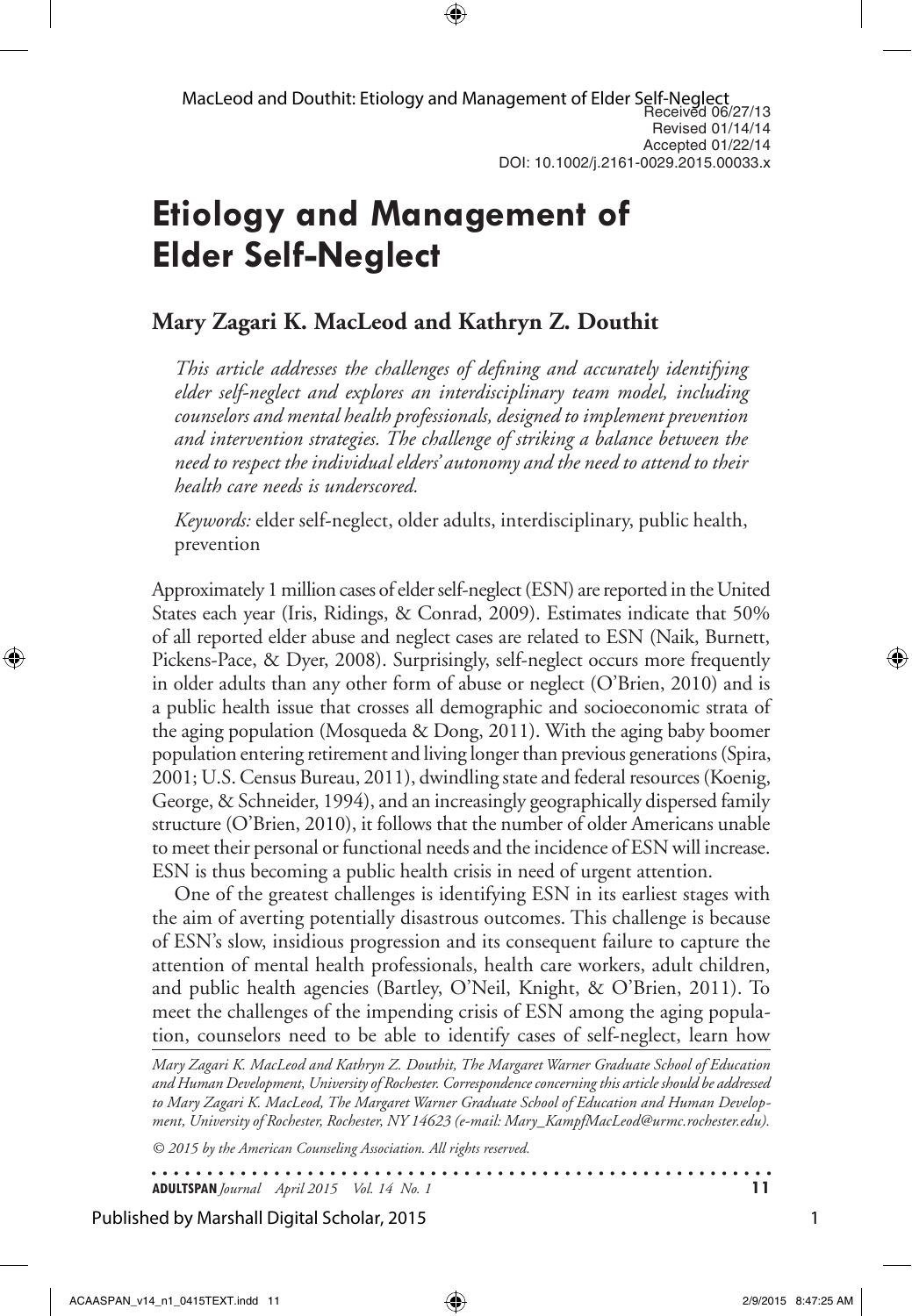Received 06/27/13
Revised 01/14/14
Accepted 01/22/14
DOI: 10.1002/j.2161-0029.2015.00033.x

# Etiology and Management of Elder Self-Neglect

**Mary Zagari K. MacLeod and Kathryn Z. Douthit**

*This article addresses the challenges of defining and accurately identifying elder self-neglect and explores an interdisciplinary team model, including counselors and mental health professionals, designed to implement prevention and intervention strategies. The challenge of striking a balance between the need to respect the individual elders' autonomy and the need to attend to their health care needs is underscored.*

*Keywords:* elder self-neglect, older adults, interdisciplinary, public health, prevention

Approximately 1 million cases of elder self-neglect (ESN) are reported in the United States each year (Iris, Ridings, & Conrad, 2009). Estimates indicate that 50% of all reported elder abuse and neglect cases are related to ESN (Naik, Burnett, Pickens-Pace, & Dyer, 2008). Surprisingly, self-neglect occurs more frequently in older adults than any other form of abuse or neglect (O'Brien, 2010) and is a public health issue that crosses all demographic and socioeconomic strata of the aging population (Mosqueda & Dong, 2011). With the aging baby boomer population entering retirement and living longer than previous generations (Spira, 2001; U.S. Census Bureau, 2011), dwindling state and federal resources (Koenig, George, & Schneider, 1994), and an increasingly geographically dispersed family structure (O'Brien, 2010), it follows that the number of older Americans unable to meet their personal or functional needs and the incidence of ESN will increase. ESN is thus becoming a public health crisis in need of urgent attention.

One of the greatest challenges is identifying ESN in its earliest stages with the aim of averting potentially disastrous outcomes. This challenge is because of ESN's slow, insidious progression and its consequent failure to capture the attention of mental health professionals, health care workers, adult children, and public health agencies (Bartley, O'Neil, Knight, & O'Brien, 2011). To meet the challenges of the impending crisis of ESN among the aging population, counselors need to be able to identify cases of self-neglect, learn how

*Mary Zagari K. MacLeod and Kathryn Z. Douthit, The Margaret Warner Graduate School of Education and Human Development, University of Rochester. Correspondence concerning this article should be addressed to Mary Zagari K. MacLeod, The Margaret Warner Graduate School of Education and Human Development, University of Rochester, Rochester, NY 14623 (e-mail: Mary_KampfMacLeod@urmc.rochester.edu).*

*© 2015 by the American Counseling Association. All rights reserved.*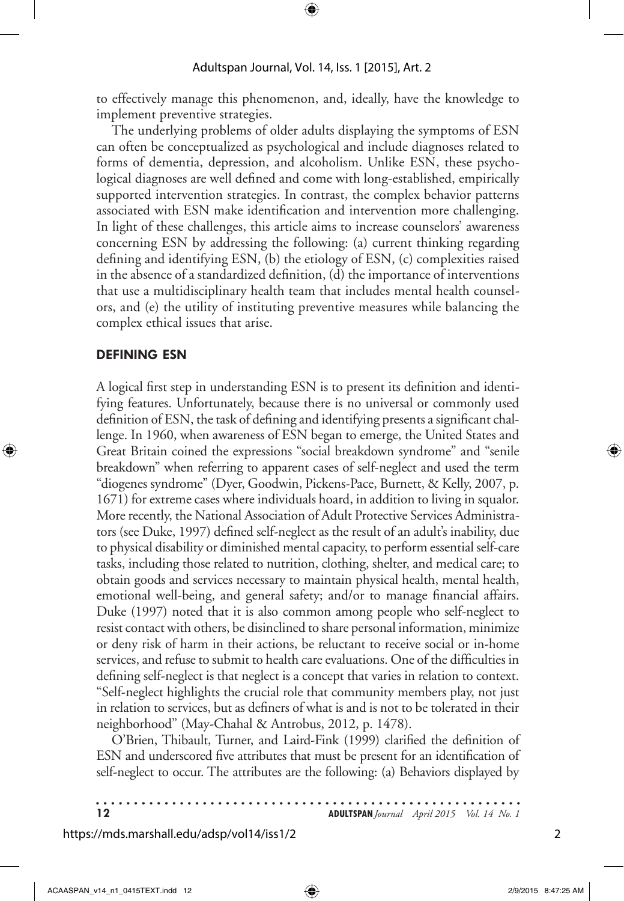to effectively manage this phenomenon, and, ideally, have the knowledge to implement preventive strategies.

The underlying problems of older adults displaying the symptoms of ESN can often be conceptualized as psychological and include diagnoses related to forms of dementia, depression, and alcoholism. Unlike ESN, these psychological diagnoses are well defined and come with long-established, empirically supported intervention strategies. In contrast, the complex behavior patterns associated with ESN make identification and intervention more challenging. In light of these challenges, this article aims to increase counselors' awareness concerning ESN by addressing the following: (a) current thinking regarding defining and identifying ESN, (b) the etiology of ESN, (c) complexities raised in the absence of a standardized definition, (d) the importance of interventions that use a multidisciplinary health team that includes mental health counselors, and (e) the utility of instituting preventive measures while balancing the complex ethical issues that arise.

## DEFINING ESN

A logical first step in understanding ESN is to present its definition and identifying features. Unfortunately, because there is no universal or commonly used definition of ESN, the task of defining and identifying presents a significant challenge. In 1960, when awareness of ESN began to emerge, the United States and Great Britain coined the expressions "social breakdown syndrome" and "senile breakdown" when referring to apparent cases of self-neglect and used the term "diogenes syndrome" (Dyer, Goodwin, Pickens-Pace, Burnett, & Kelly, 2007, p. 1671) for extreme cases where individuals hoard, in addition to living in squalor. More recently, the National Association of Adult Protective Services Administrators (see Duke, 1997) defined self-neglect as the result of an adult's inability, due to physical disability or diminished mental capacity, to perform essential self-care tasks, including those related to nutrition, clothing, shelter, and medical care; to obtain goods and services necessary to maintain physical health, mental health, emotional well-being, and general safety; and/or to manage financial affairs. Duke (1997) noted that it is also common among people who self-neglect to resist contact with others, be disinclined to share personal information, minimize or deny risk of harm in their actions, be reluctant to receive social or in-home services, and refuse to submit to health care evaluations. One of the difficulties in defining self-neglect is that neglect is a concept that varies in relation to context. "Self-neglect highlights the crucial role that community members play, not just in relation to services, but as definers of what is and is not to be tolerated in their neighborhood" (May-Chahal & Antrobus, 2012, p. 1478).

O'Brien, Thibault, Turner, and Laird-Fink (1999) clarified the definition of ESN and underscored five attributes that must be present for an identification of self-neglect to occur. The attributes are the following: (a) Behaviors displayed by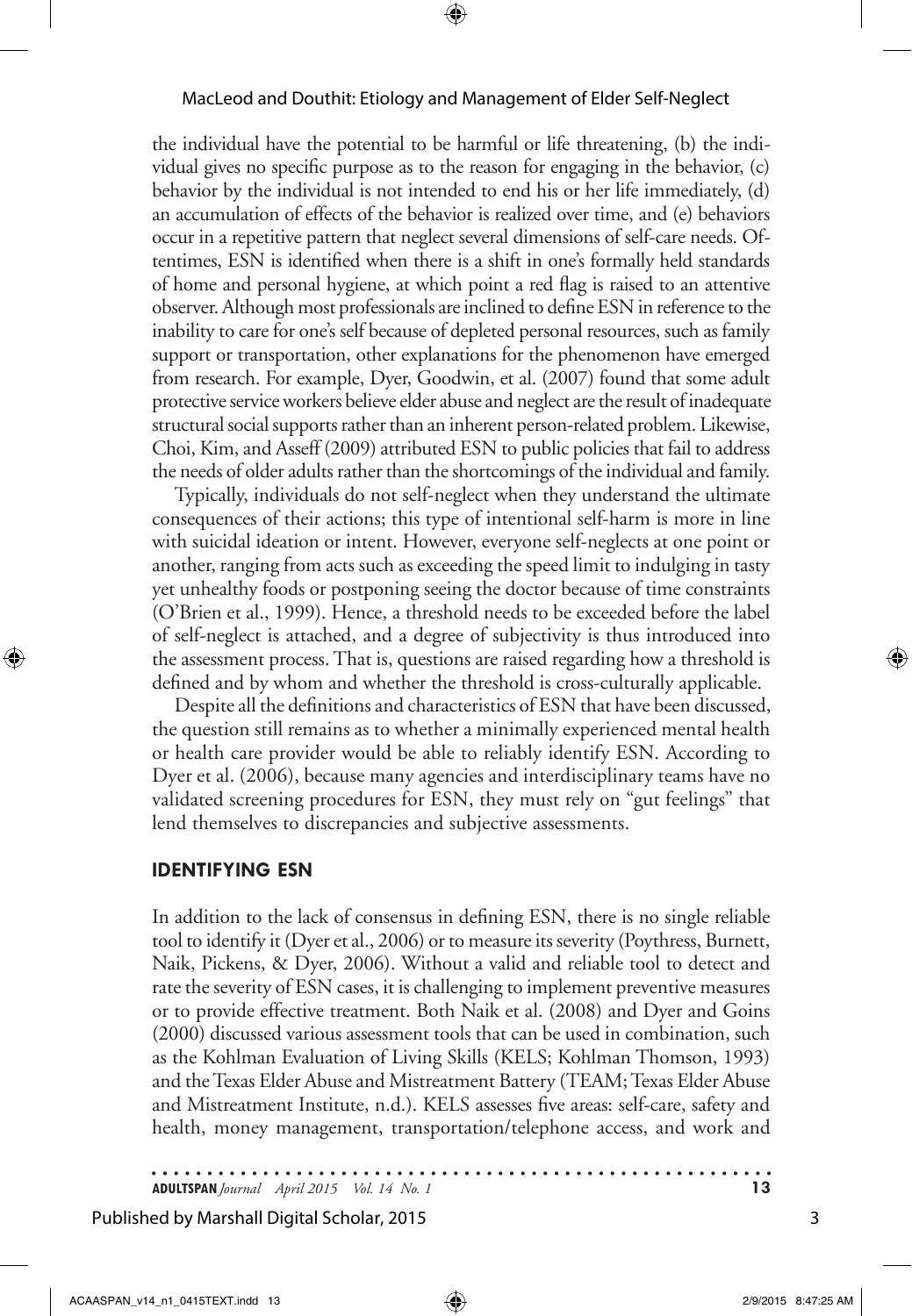the individual have the potential to be harmful or life threatening, (b) the individual gives no specific purpose as to the reason for engaging in the behavior, (c) behavior by the individual is not intended to end his or her life immediately, (d) an accumulation of effects of the behavior is realized over time, and (e) behaviors occur in a repetitive pattern that neglect several dimensions of self-care needs. Oftentimes, ESN is identified when there is a shift in one's formally held standards of home and personal hygiene, at which point a red flag is raised to an attentive observer. Although most professionals are inclined to define ESN in reference to the inability to care for one's self because of depleted personal resources, such as family support or transportation, other explanations for the phenomenon have emerged from research. For example, Dyer, Goodwin, et al. (2007) found that some adult protective service workers believe elder abuse and neglect are the result of inadequate structural social supports rather than an inherent person-related problem. Likewise, Choi, Kim, and Asseff (2009) attributed ESN to public policies that fail to address the needs of older adults rather than the shortcomings of the individual and family.

Typically, individuals do not self-neglect when they understand the ultimate consequences of their actions; this type of intentional self-harm is more in line with suicidal ideation or intent. However, everyone self-neglects at one point or another, ranging from acts such as exceeding the speed limit to indulging in tasty yet unhealthy foods or postponing seeing the doctor because of time constraints (O'Brien et al., 1999). Hence, a threshold needs to be exceeded before the label of self-neglect is attached, and a degree of subjectivity is thus introduced into the assessment process. That is, questions are raised regarding how a threshold is defined and by whom and whether the threshold is cross-culturally applicable.

Despite all the definitions and characteristics of ESN that have been discussed, the question still remains as to whether a minimally experienced mental health or health care provider would be able to reliably identify ESN. According to Dyer et al. (2006), because many agencies and interdisciplinary teams have no validated screening procedures for ESN, they must rely on "gut feelings" that lend themselves to discrepancies and subjective assessments.

## IDENTIFYING ESN

In addition to the lack of consensus in defining ESN, there is no single reliable tool to identify it (Dyer et al., 2006) or to measure its severity (Poythress, Burnett, Naik, Pickens, & Dyer, 2006). Without a valid and reliable tool to detect and rate the severity of ESN cases, it is challenging to implement preventive measures or to provide effective treatment. Both Naik et al. (2008) and Dyer and Goins (2000) discussed various assessment tools that can be used in combination, such as the Kohlman Evaluation of Living Skills (KELS; Kohlman Thomson, 1993) and the Texas Elder Abuse and Mistreatment Battery (TEAM; Texas Elder Abuse and Mistreatment Institute, n.d.). KELS assesses five areas: self-care, safety and health, money management, transportation/telephone access, and work and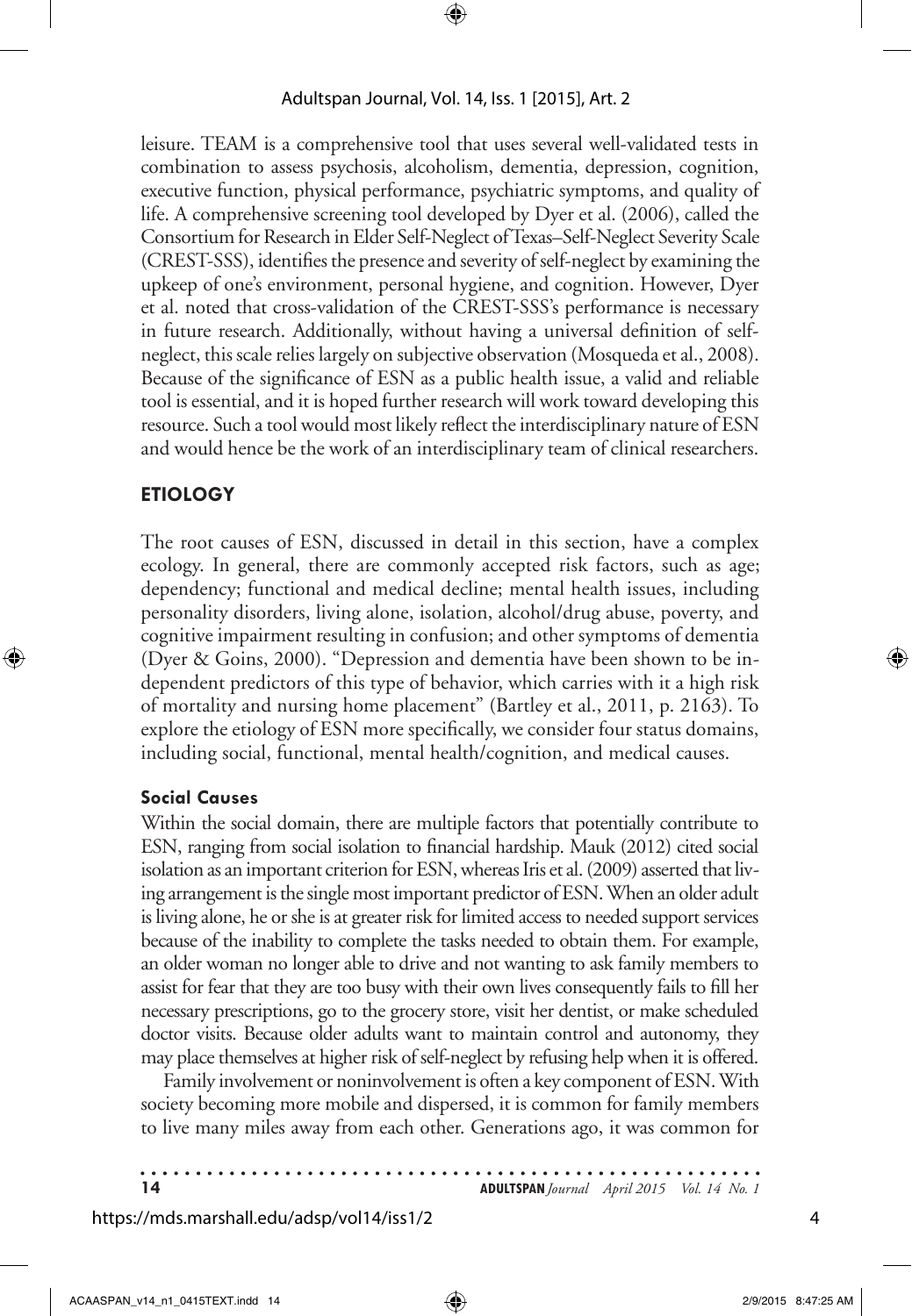leisure. TEAM is a comprehensive tool that uses several well-validated tests in combination to assess psychosis, alcoholism, dementia, depression, cognition, executive function, physical performance, psychiatric symptoms, and quality of life. A comprehensive screening tool developed by Dyer et al. (2006), called the Consortium for Research in Elder Self-Neglect of Texas–Self-Neglect Severity Scale (CREST-SSS), identifies the presence and severity of self-neglect by examining the upkeep of one's environment, personal hygiene, and cognition. However, Dyer et al. noted that cross-validation of the CREST-SSS's performance is necessary in future research. Additionally, without having a universal definition of self-neglect, this scale relies largely on subjective observation (Mosqueda et al., 2008). Because of the significance of ESN as a public health issue, a valid and reliable tool is essential, and it is hoped further research will work toward developing this resource. Such a tool would most likely reflect the interdisciplinary nature of ESN and would hence be the work of an interdisciplinary team of clinical researchers.

## ETIOLOGY

The root causes of ESN, discussed in detail in this section, have a complex ecology. In general, there are commonly accepted risk factors, such as age; dependency; functional and medical decline; mental health issues, including personality disorders, living alone, isolation, alcohol/drug abuse, poverty, and cognitive impairment resulting in confusion; and other symptoms of dementia (Dyer & Goins, 2000). "Depression and dementia have been shown to be independent predictors of this type of behavior, which carries with it a high risk of mortality and nursing home placement" (Bartley et al., 2011, p. 2163). To explore the etiology of ESN more specifically, we consider four status domains, including social, functional, mental health/cognition, and medical causes.

### Social Causes

Within the social domain, there are multiple factors that potentially contribute to ESN, ranging from social isolation to financial hardship. Mauk (2012) cited social isolation as an important criterion for ESN, whereas Iris et al. (2009) asserted that living arrangement is the single most important predictor of ESN. When an older adult is living alone, he or she is at greater risk for limited access to needed support services because of the inability to complete the tasks needed to obtain them. For example, an older woman no longer able to drive and not wanting to ask family members to assist for fear that they are too busy with their own lives consequently fails to fill her necessary prescriptions, go to the grocery store, visit her dentist, or make scheduled doctor visits. Because older adults want to maintain control and autonomy, they may place themselves at higher risk of self-neglect by refusing help when it is offered.

Family involvement or noninvolvement is often a key component of ESN. With society becoming more mobile and dispersed, it is common for family members to live many miles away from each other. Generations ago, it was common for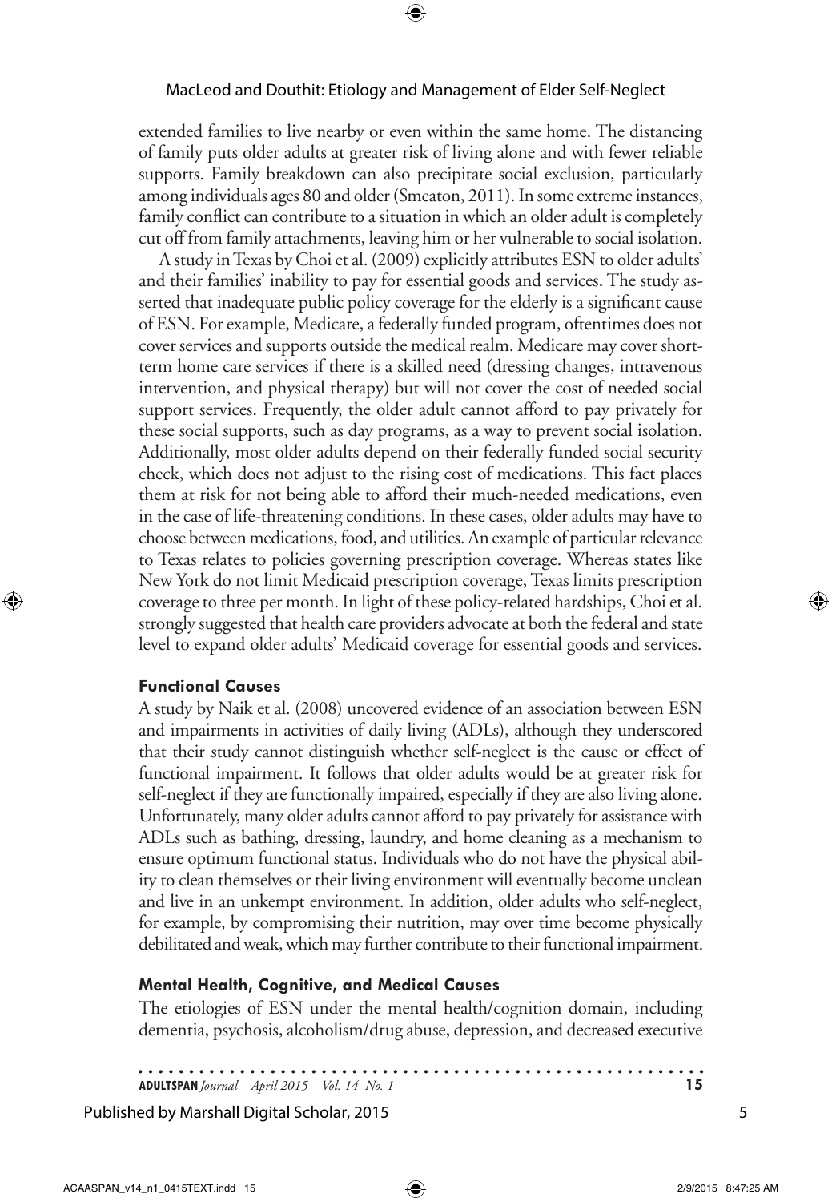extended families to live nearby or even within the same home. The distancing of family puts older adults at greater risk of living alone and with fewer reliable supports. Family breakdown can also precipitate social exclusion, particularly among individuals ages 80 and older (Smeaton, 2011). In some extreme instances, family conflict can contribute to a situation in which an older adult is completely cut off from family attachments, leaving him or her vulnerable to social isolation.

A study in Texas by Choi et al. (2009) explicitly attributes ESN to older adults' and their families' inability to pay for essential goods and services. The study asserted that inadequate public policy coverage for the elderly is a significant cause of ESN. For example, Medicare, a federally funded program, oftentimes does not cover services and supports outside the medical realm. Medicare may cover short-term home care services if there is a skilled need (dressing changes, intravenous intervention, and physical therapy) but will not cover the cost of needed social support services. Frequently, the older adult cannot afford to pay privately for these social supports, such as day programs, as a way to prevent social isolation. Additionally, most older adults depend on their federally funded social security check, which does not adjust to the rising cost of medications. This fact places them at risk for not being able to afford their much-needed medications, even in the case of life-threatening conditions. In these cases, older adults may have to choose between medications, food, and utilities. An example of particular relevance to Texas relates to policies governing prescription coverage. Whereas states like New York do not limit Medicaid prescription coverage, Texas limits prescription coverage to three per month. In light of these policy-related hardships, Choi et al. strongly suggested that health care providers advocate at both the federal and state level to expand older adults' Medicaid coverage for essential goods and services.

### Functional Causes

A study by Naik et al. (2008) uncovered evidence of an association between ESN and impairments in activities of daily living (ADLs), although they underscored that their study cannot distinguish whether self-neglect is the cause or effect of functional impairment. It follows that older adults would be at greater risk for self-neglect if they are functionally impaired, especially if they are also living alone. Unfortunately, many older adults cannot afford to pay privately for assistance with ADLs such as bathing, dressing, laundry, and home cleaning as a mechanism to ensure optimum functional status. Individuals who do not have the physical ability to clean themselves or their living environment will eventually become unclean and live in an unkempt environment. In addition, older adults who self-neglect, for example, by compromising their nutrition, may over time become physically debilitated and weak, which may further contribute to their functional impairment.

### Mental Health, Cognitive, and Medical Causes

The etiologies of ESN under the mental health/cognition domain, including dementia, psychosis, alcoholism/drug abuse, depression, and decreased executive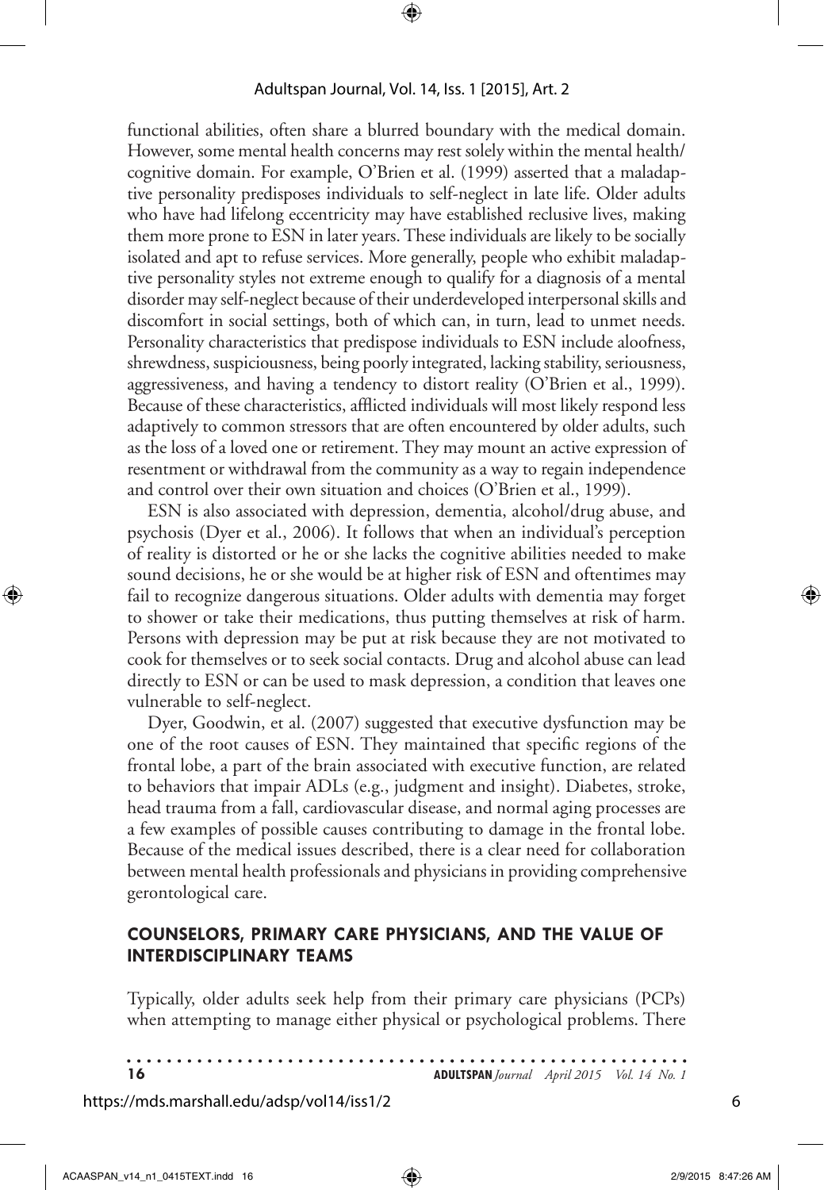functional abilities, often share a blurred boundary with the medical domain. However, some mental health concerns may rest solely within the mental health/cognitive domain. For example, O'Brien et al. (1999) asserted that a maladaptive personality predisposes individuals to self-neglect in late life. Older adults who have had lifelong eccentricity may have established reclusive lives, making them more prone to ESN in later years. These individuals are likely to be socially isolated and apt to refuse services. More generally, people who exhibit maladaptive personality styles not extreme enough to qualify for a diagnosis of a mental disorder may self-neglect because of their underdeveloped interpersonal skills and discomfort in social settings, both of which can, in turn, lead to unmet needs. Personality characteristics that predispose individuals to ESN include aloofness, shrewdness, suspiciousness, being poorly integrated, lacking stability, seriousness, aggressiveness, and having a tendency to distort reality (O'Brien et al., 1999). Because of these characteristics, afflicted individuals will most likely respond less adaptively to common stressors that are often encountered by older adults, such as the loss of a loved one or retirement. They may mount an active expression of resentment or withdrawal from the community as a way to regain independence and control over their own situation and choices (O'Brien et al., 1999).

ESN is also associated with depression, dementia, alcohol/drug abuse, and psychosis (Dyer et al., 2006). It follows that when an individual's perception of reality is distorted or he or she lacks the cognitive abilities needed to make sound decisions, he or she would be at higher risk of ESN and oftentimes may fail to recognize dangerous situations. Older adults with dementia may forget to shower or take their medications, thus putting themselves at risk of harm. Persons with depression may be put at risk because they are not motivated to cook for themselves or to seek social contacts. Drug and alcohol abuse can lead directly to ESN or can be used to mask depression, a condition that leaves one vulnerable to self-neglect.

Dyer, Goodwin, et al. (2007) suggested that executive dysfunction may be one of the root causes of ESN. They maintained that specific regions of the frontal lobe, a part of the brain associated with executive function, are related to behaviors that impair ADLs (e.g., judgment and insight). Diabetes, stroke, head trauma from a fall, cardiovascular disease, and normal aging processes are a few examples of possible causes contributing to damage in the frontal lobe. Because of the medical issues described, there is a clear need for collaboration between mental health professionals and physicians in providing comprehensive gerontological care.

## COUNSELORS, PRIMARY CARE PHYSICIANS, AND THE VALUE OF INTERDISCIPLINARY TEAMS

Typically, older adults seek help from their primary care physicians (PCPs) when attempting to manage either physical or psychological problems. There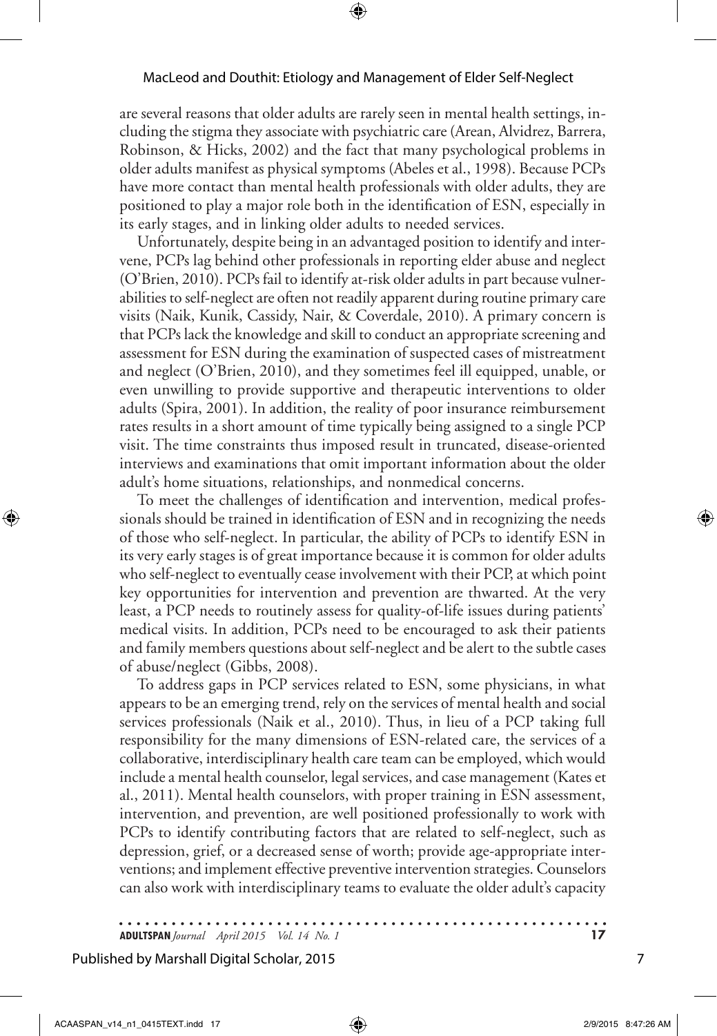are several reasons that older adults are rarely seen in mental health settings, including the stigma they associate with psychiatric care (Arean, Alvidrez, Barrera, Robinson, & Hicks, 2002) and the fact that many psychological problems in older adults manifest as physical symptoms (Abeles et al., 1998). Because PCPs have more contact than mental health professionals with older adults, they are positioned to play a major role both in the identification of ESN, especially in its early stages, and in linking older adults to needed services.

Unfortunately, despite being in an advantaged position to identify and intervene, PCPs lag behind other professionals in reporting elder abuse and neglect (O'Brien, 2010). PCPs fail to identify at-risk older adults in part because vulnerabilities to self-neglect are often not readily apparent during routine primary care visits (Naik, Kunik, Cassidy, Nair, & Coverdale, 2010). A primary concern is that PCPs lack the knowledge and skill to conduct an appropriate screening and assessment for ESN during the examination of suspected cases of mistreatment and neglect (O'Brien, 2010), and they sometimes feel ill equipped, unable, or even unwilling to provide supportive and therapeutic interventions to older adults (Spira, 2001). In addition, the reality of poor insurance reimbursement rates results in a short amount of time typically being assigned to a single PCP visit. The time constraints thus imposed result in truncated, disease-oriented interviews and examinations that omit important information about the older adult's home situations, relationships, and nonmedical concerns.

To meet the challenges of identification and intervention, medical professionals should be trained in identification of ESN and in recognizing the needs of those who self-neglect. In particular, the ability of PCPs to identify ESN in its very early stages is of great importance because it is common for older adults who self-neglect to eventually cease involvement with their PCP, at which point key opportunities for intervention and prevention are thwarted. At the very least, a PCP needs to routinely assess for quality-of-life issues during patients' medical visits. In addition, PCPs need to be encouraged to ask their patients and family members questions about self-neglect and be alert to the subtle cases of abuse/neglect (Gibbs, 2008).

To address gaps in PCP services related to ESN, some physicians, in what appears to be an emerging trend, rely on the services of mental health and social services professionals (Naik et al., 2010). Thus, in lieu of a PCP taking full responsibility for the many dimensions of ESN-related care, the services of a collaborative, interdisciplinary health care team can be employed, which would include a mental health counselor, legal services, and case management (Kates et al., 2011). Mental health counselors, with proper training in ESN assessment, intervention, and prevention, are well positioned professionally to work with PCPs to identify contributing factors that are related to self-neglect, such as depression, grief, or a decreased sense of worth; provide age-appropriate interventions; and implement effective preventive intervention strategies. Counselors can also work with interdisciplinary teams to evaluate the older adult's capacity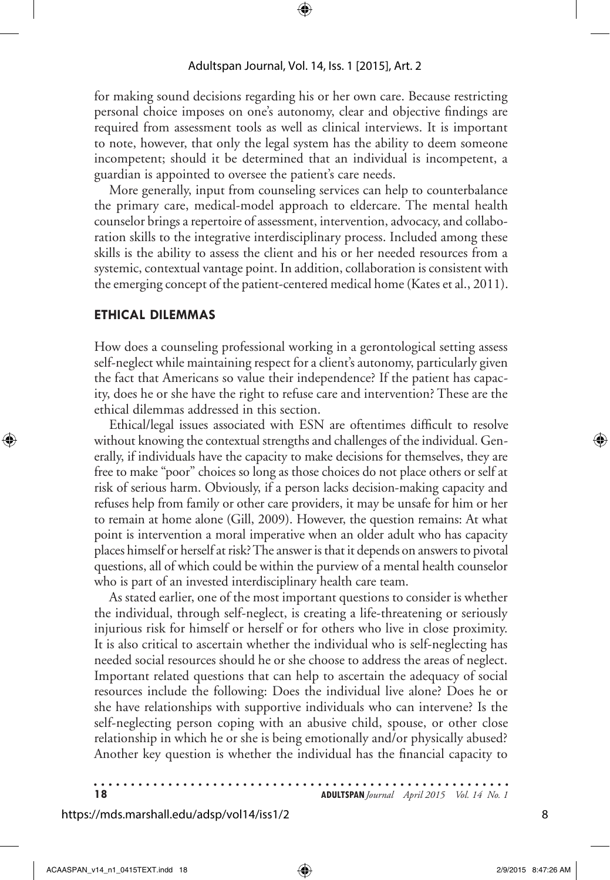for making sound decisions regarding his or her own care. Because restricting personal choice imposes on one's autonomy, clear and objective findings are required from assessment tools as well as clinical interviews. It is important to note, however, that only the legal system has the ability to deem someone incompetent; should it be determined that an individual is incompetent, a guardian is appointed to oversee the patient's care needs.

More generally, input from counseling services can help to counterbalance the primary care, medical-model approach to eldercare. The mental health counselor brings a repertoire of assessment, intervention, advocacy, and collaboration skills to the integrative interdisciplinary process. Included among these skills is the ability to assess the client and his or her needed resources from a systemic, contextual vantage point. In addition, collaboration is consistent with the emerging concept of the patient-centered medical home (Kates et al., 2011).

## ETHICAL DILEMMAS

How does a counseling professional working in a gerontological setting assess self-neglect while maintaining respect for a client's autonomy, particularly given the fact that Americans so value their independence? If the patient has capacity, does he or she have the right to refuse care and intervention? These are the ethical dilemmas addressed in this section.

Ethical/legal issues associated with ESN are oftentimes difficult to resolve without knowing the contextual strengths and challenges of the individual. Generally, if individuals have the capacity to make decisions for themselves, they are free to make "poor" choices so long as those choices do not place others or self at risk of serious harm. Obviously, if a person lacks decision-making capacity and refuses help from family or other care providers, it may be unsafe for him or her to remain at home alone (Gill, 2009). However, the question remains: At what point is intervention a moral imperative when an older adult who has capacity places himself or herself at risk? The answer is that it depends on answers to pivotal questions, all of which could be within the purview of a mental health counselor who is part of an invested interdisciplinary health care team.

As stated earlier, one of the most important questions to consider is whether the individual, through self-neglect, is creating a life-threatening or seriously injurious risk for himself or herself or for others who live in close proximity. It is also critical to ascertain whether the individual who is self-neglecting has needed social resources should he or she choose to address the areas of neglect. Important related questions that can help to ascertain the adequacy of social resources include the following: Does the individual live alone? Does he or she have relationships with supportive individuals who can intervene? Is the self-neglecting person coping with an abusive child, spouse, or other close relationship in which he or she is being emotionally and/or physically abused? Another key question is whether the individual has the financial capacity to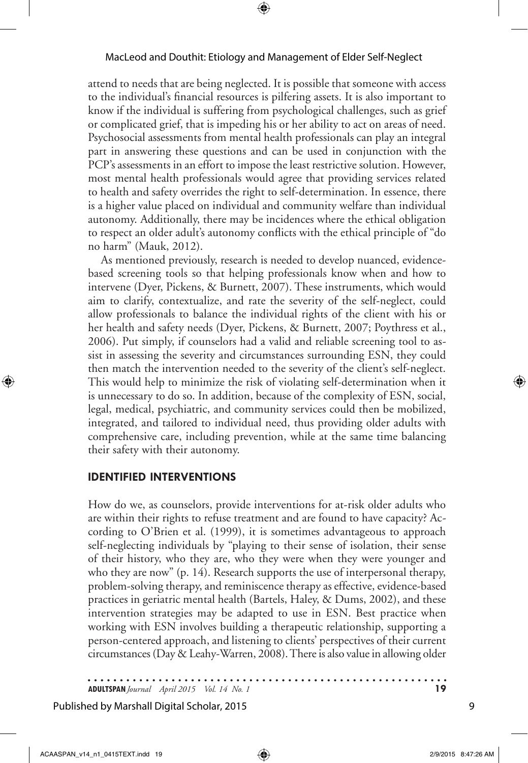attend to needs that are being neglected. It is possible that someone with access to the individual's financial resources is pilfering assets. It is also important to know if the individual is suffering from psychological challenges, such as grief or complicated grief, that is impeding his or her ability to act on areas of need. Psychosocial assessments from mental health professionals can play an integral part in answering these questions and can be used in conjunction with the PCP's assessments in an effort to impose the least restrictive solution. However, most mental health professionals would agree that providing services related to health and safety overrides the right to self-determination. In essence, there is a higher value placed on individual and community welfare than individual autonomy. Additionally, there may be incidences where the ethical obligation to respect an older adult's autonomy conflicts with the ethical principle of "do no harm" (Mauk, 2012).

As mentioned previously, research is needed to develop nuanced, evidence-based screening tools so that helping professionals know when and how to intervene (Dyer, Pickens, & Burnett, 2007). These instruments, which would aim to clarify, contextualize, and rate the severity of the self-neglect, could allow professionals to balance the individual rights of the client with his or her health and safety needs (Dyer, Pickens, & Burnett, 2007; Poythress et al., 2006). Put simply, if counselors had a valid and reliable screening tool to assist in assessing the severity and circumstances surrounding ESN, they could then match the intervention needed to the severity of the client's self-neglect. This would help to minimize the risk of violating self-determination when it is unnecessary to do so. In addition, because of the complexity of ESN, social, legal, medical, psychiatric, and community services could then be mobilized, integrated, and tailored to individual need, thus providing older adults with comprehensive care, including prevention, while at the same time balancing their safety with their autonomy.

## IDENTIFIED INTERVENTIONS

How do we, as counselors, provide interventions for at-risk older adults who are within their rights to refuse treatment and are found to have capacity? According to O'Brien et al. (1999), it is sometimes advantageous to approach self-neglecting individuals by "playing to their sense of isolation, their sense of their history, who they are, who they were when they were younger and who they are now" (p. 14). Research supports the use of interpersonal therapy, problem-solving therapy, and reminiscence therapy as effective, evidence-based practices in geriatric mental health (Bartels, Haley, & Dums, 2002), and these intervention strategies may be adapted to use in ESN. Best practice when working with ESN involves building a therapeutic relationship, supporting a person-centered approach, and listening to clients' perspectives of their current circumstances (Day & Leahy-Warren, 2008). There is also value in allowing older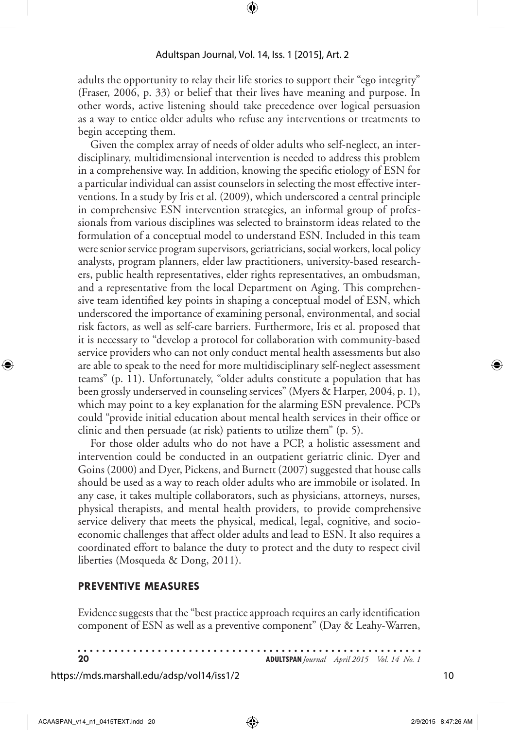adults the opportunity to relay their life stories to support their "ego integrity" (Fraser, 2006, p. 33) or belief that their lives have meaning and purpose. In other words, active listening should take precedence over logical persuasion as a way to entice older adults who refuse any interventions or treatments to begin accepting them.

Given the complex array of needs of older adults who self-neglect, an interdisciplinary, multidimensional intervention is needed to address this problem in a comprehensive way. In addition, knowing the specific etiology of ESN for a particular individual can assist counselors in selecting the most effective interventions. In a study by Iris et al. (2009), which underscored a central principle in comprehensive ESN intervention strategies, an informal group of professionals from various disciplines was selected to brainstorm ideas related to the formulation of a conceptual model to understand ESN. Included in this team were senior service program supervisors, geriatricians, social workers, local policy analysts, program planners, elder law practitioners, university-based researchers, public health representatives, elder rights representatives, an ombudsman, and a representative from the local Department on Aging. This comprehensive team identified key points in shaping a conceptual model of ESN, which underscored the importance of examining personal, environmental, and social risk factors, as well as self-care barriers. Furthermore, Iris et al. proposed that it is necessary to "develop a protocol for collaboration with community-based service providers who can not only conduct mental health assessments but also are able to speak to the need for more multidisciplinary self-neglect assessment teams" (p. 11). Unfortunately, "older adults constitute a population that has been grossly underserved in counseling services" (Myers & Harper, 2004, p. 1), which may point to a key explanation for the alarming ESN prevalence. PCPs could "provide initial education about mental health services in their office or clinic and then persuade (at risk) patients to utilize them" (p. 5).

For those older adults who do not have a PCP, a holistic assessment and intervention could be conducted in an outpatient geriatric clinic. Dyer and Goins (2000) and Dyer, Pickens, and Burnett (2007) suggested that house calls should be used as a way to reach older adults who are immobile or isolated. In any case, it takes multiple collaborators, such as physicians, attorneys, nurses, physical therapists, and mental health providers, to provide comprehensive service delivery that meets the physical, medical, legal, cognitive, and socioeconomic challenges that affect older adults and lead to ESN. It also requires a coordinated effort to balance the duty to protect and the duty to respect civil liberties (Mosqueda & Dong, 2011).

## PREVENTIVE MEASURES

Evidence suggests that the "best practice approach requires an early identification component of ESN as well as a preventive component" (Day & Leahy-Warren,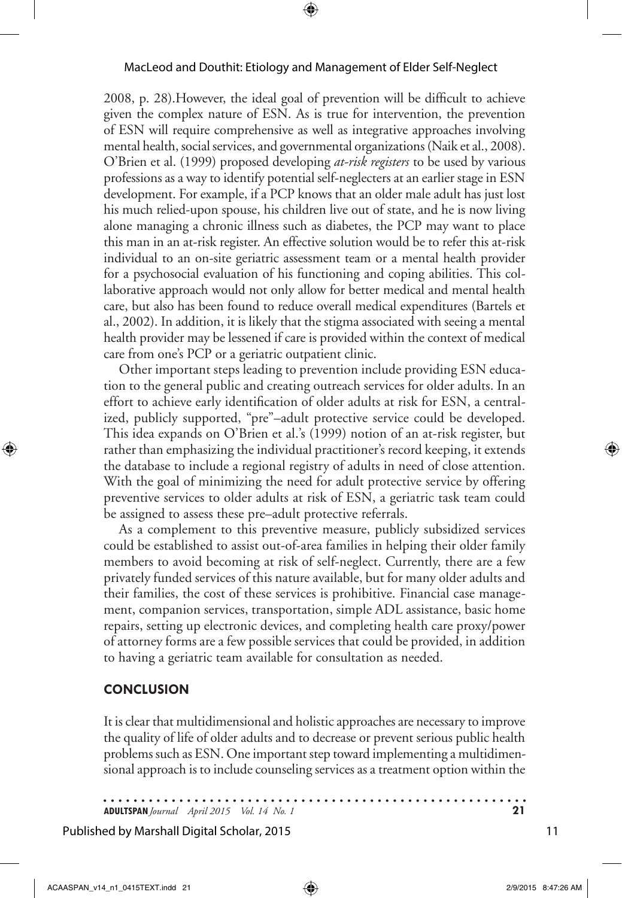2008, p. 28).However, the ideal goal of prevention will be difficult to achieve given the complex nature of ESN. As is true for intervention, the prevention of ESN will require comprehensive as well as integrative approaches involving mental health, social services, and governmental organizations (Naik et al., 2008). O'Brien et al. (1999) proposed developing *at-risk registers* to be used by various professions as a way to identify potential self-neglecters at an earlier stage in ESN development. For example, if a PCP knows that an older male adult has just lost his much relied-upon spouse, his children live out of state, and he is now living alone managing a chronic illness such as diabetes, the PCP may want to place this man in an at-risk register. An effective solution would be to refer this at-risk individual to an on-site geriatric assessment team or a mental health provider for a psychosocial evaluation of his functioning and coping abilities. This collaborative approach would not only allow for better medical and mental health care, but also has been found to reduce overall medical expenditures (Bartels et al., 2002). In addition, it is likely that the stigma associated with seeing a mental health provider may be lessened if care is provided within the context of medical care from one's PCP or a geriatric outpatient clinic.

Other important steps leading to prevention include providing ESN education to the general public and creating outreach services for older adults. In an effort to achieve early identification of older adults at risk for ESN, a centralized, publicly supported, "pre"–adult protective service could be developed. This idea expands on O'Brien et al.'s (1999) notion of an at-risk register, but rather than emphasizing the individual practitioner's record keeping, it extends the database to include a regional registry of adults in need of close attention. With the goal of minimizing the need for adult protective service by offering preventive services to older adults at risk of ESN, a geriatric task team could be assigned to assess these pre–adult protective referrals.

As a complement to this preventive measure, publicly subsidized services could be established to assist out-of-area families in helping their older family members to avoid becoming at risk of self-neglect. Currently, there are a few privately funded services of this nature available, but for many older adults and their families, the cost of these services is prohibitive. Financial case management, companion services, transportation, simple ADL assistance, basic home repairs, setting up electronic devices, and completing health care proxy/power of attorney forms are a few possible services that could be provided, in addition to having a geriatric team available for consultation as needed.

## CONCLUSION

It is clear that multidimensional and holistic approaches are necessary to improve the quality of life of older adults and to decrease or prevent serious public health problems such as ESN. One important step toward implementing a multidimensional approach is to include counseling services as a treatment option within the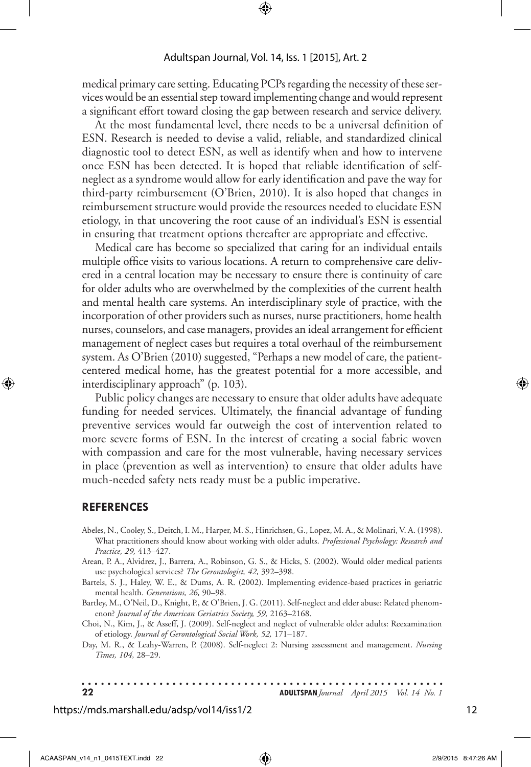medical primary care setting. Educating PCPs regarding the necessity of these services would be an essential step toward implementing change and would represent a significant effort toward closing the gap between research and service delivery.

At the most fundamental level, there needs to be a universal definition of ESN. Research is needed to devise a valid, reliable, and standardized clinical diagnostic tool to detect ESN, as well as identify when and how to intervene once ESN has been detected. It is hoped that reliable identification of self-neglect as a syndrome would allow for early identification and pave the way for third-party reimbursement (O'Brien, 2010). It is also hoped that changes in reimbursement structure would provide the resources needed to elucidate ESN etiology, in that uncovering the root cause of an individual's ESN is essential in ensuring that treatment options thereafter are appropriate and effective.

Medical care has become so specialized that caring for an individual entails multiple office visits to various locations. A return to comprehensive care delivered in a central location may be necessary to ensure there is continuity of care for older adults who are overwhelmed by the complexities of the current health and mental health care systems. An interdisciplinary style of practice, with the incorporation of other providers such as nurses, nurse practitioners, home health nurses, counselors, and case managers, provides an ideal arrangement for efficient management of neglect cases but requires a total overhaul of the reimbursement system. As O'Brien (2010) suggested, "Perhaps a new model of care, the patient-centered medical home, has the greatest potential for a more accessible, and interdisciplinary approach" (p. 103).

Public policy changes are necessary to ensure that older adults have adequate funding for needed services. Ultimately, the financial advantage of funding preventive services would far outweigh the cost of intervention related to more severe forms of ESN. In the interest of creating a social fabric woven with compassion and care for the most vulnerable, having necessary services in place (prevention as well as intervention) to ensure that older adults have much-needed safety nets ready must be a public imperative.

## REFERENCES

Abeles, N., Cooley, S., Deitch, I. M., Harper, M. S., Hinrichsen, G., Lopez, M. A., & Molinari, V. A. (1998). What practitioners should know about working with older adults. *Professional Psychology: Research and Practice, 29,* 413–427.

Arean, P. A., Alvidrez, J., Barrera, A., Robinson, G. S., & Hicks, S. (2002). Would older medical patients use psychological services? *The Gerontologist, 42,* 392–398.

Bartels, S. J., Haley, W. E., & Dums, A. R. (2002). Implementing evidence-based practices in geriatric mental health. *Generations, 26,* 90–98.

Bartley, M., O'Neil, D., Knight, P., & O'Brien, J. G. (2011). Self-neglect and elder abuse: Related phenomenon? *Journal of the American Geriatrics Society, 59,* 2163–2168.

Choi, N., Kim, J., & Asseff, J. (2009). Self-neglect and neglect of vulnerable older adults: Reexamination of etiology. *Journal of Gerontological Social Work, 52,* 171–187.

Day, M. R., & Leahy-Warren, P. (2008). Self-neglect 2: Nursing assessment and management. *Nursing Times, 104,* 28–29.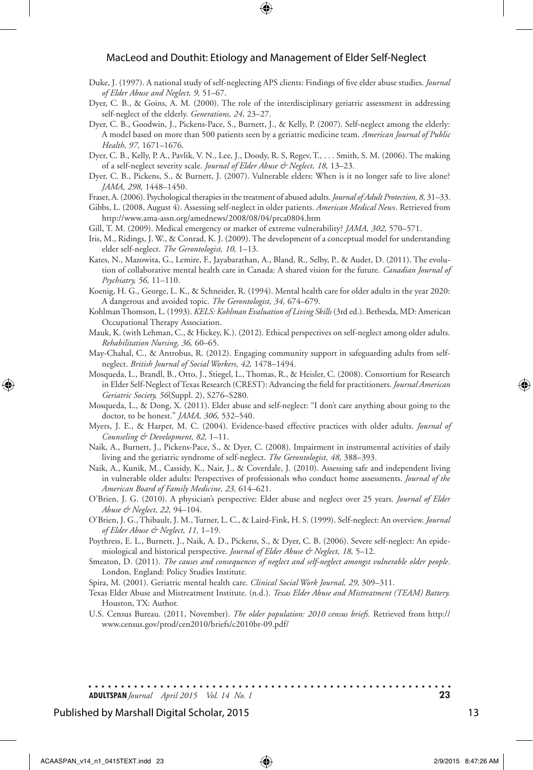Duke, J. (1997). A national study of self-neglecting APS clients: Findings of five elder abuse studies. *Journal of Elder Abuse and Neglect, 9,* 51–67.

Dyer, C. B., & Goins, A. M. (2000). The role of the interdisciplinary geriatric assessment in addressing self-neglect of the elderly. *Generations, 24,* 23–27.

Dyer, C. B., Goodwin, J., Pickens-Pace, S., Burnett, J., & Kelly, P. (2007). Self-neglect among the elderly: A model based on more than 500 patients seen by a geriatric medicine team. *American Journal of Public Health, 97,* 1671–1676.

Dyer, C. B., Kelly, P. A., Pavlik, V. N., Lee, J., Doody, R. S, Regev, T., . . . Smith, S. M. (2006). The making of a self-neglect severity scale. *Journal of Elder Abuse & Neglect, 18,* 13–23.

Dyer, C. B., Pickens, S., & Burnett, J. (2007). Vulnerable elders: When is it no longer safe to live alone? *JAMA, 298,* 1448–1450.

Fraser, A. (2006). Psychological therapies in the treatment of abused adults. *Journal of Adult Protection, 8,* 31–33.

Gibbs, L. (2008, August 4). Assessing self-neglect in older patients. *American Medical News*. Retrieved from http://www.ama-assn.org/amednews/2008/08/04/prca0804.htm

Gill, T. M. (2009). Medical emergency or marker of extreme vulnerability? *JAMA, 302,* 570–571.

Iris, M., Ridings, J. W., & Conrad, K. J. (2009). The development of a conceptual model for understanding elder self-neglect. *The Gerontologist, 10,* 1–13.

Kates, N., Mazowita, G., Lemire, F., Jayabarathan, A., Bland, R., Selby, P., & Audet, D. (2011). The evolution of collaborative mental health care in Canada: A shared vision for the future. *Canadian Journal of Psychiatry, 56,* 11–110.

Koenig, H. G., George, L. K., & Schneider, R. (1994). Mental health care for older adults in the year 2020: A dangerous and avoided topic. *The Gerontologist, 34,* 674–679.

Kohlman Thomson, L. (1993). *KELS: Kohlman Evaluation of Living Skills* (3rd ed.). Bethesda, MD: American Occupational Therapy Association.

Mauk, K. (with Lehman, C., & Hickey, K.). (2012). Ethical perspectives on self-neglect among older adults. *Rehabilitation Nursing, 36,* 60–65.

May-Chahal, C., & Antrobus, R. (2012). Engaging community support in safeguarding adults from self-neglect. *British Journal of Social Workers, 42,* 1478–1494.

Mosqueda, L., Brandl, B., Otto, J., Stiegel, L., Thomas, R., & Heisler, C. (2008). Consortium for Research in Elder Self-Neglect of Texas Research (CREST): Advancing the field for practitioners. *Journal American Geriatric Society, 56*(Suppl. 2), S276–S280.

Mosqueda, L., & Dong, X. (2011). Elder abuse and self-neglect: "I don't care anything about going to the doctor, to be honest." *JAMA, 306,* 532–540.

Myers, J. E., & Harper, M. C. (2004). Evidence-based effective practices with older adults. *Journal of Counseling & Development, 82,* 1–11.

Naik, A., Burnett, J., Pickens-Pace, S., & Dyer, C. (2008). Impairment in instrumental activities of daily living and the geriatric syndrome of self-neglect. *The Gerontologist, 48,* 388–393.

Naik, A., Kunik, M., Cassidy, K., Nair, J., & Coverdale, J. (2010). Assessing safe and independent living in vulnerable older adults: Perspectives of professionals who conduct home assessments. *Journal of the American Board of Family Medicine, 23,* 614–621.

O'Brien, J. G. (2010). A physician's perspective: Elder abuse and neglect over 25 years. *Journal of Elder Abuse & Neglect, 22,* 94–104.

O'Brien, J. G., Thibault, J. M., Turner, L. C., & Laird-Fink, H. S. (1999). Self-neglect: An overview. *Journal of Elder Abuse & Neglect, 11,* 1–19.

Poythress, E. L., Burnett, J., Naik, A. D., Pickens, S., & Dyer, C. B. (2006). Severe self-neglect: An epidemiological and historical perspective. *Journal of Elder Abuse & Neglect, 18,* 5–12.

Smeaton, D. (2011). *The causes and consequences of neglect and self-neglect amongst vulnerable older people*. London, England: Policy Studies Institute.

Spira, M. (2001). Geriatric mental health care. *Clinical Social Work Journal, 29,* 309–311.

Texas Elder Abuse and Mistreatment Institute. (n.d.). *Texas Elder Abuse and Mistreatment (TEAM) Battery.* Houston, TX: Author.

U.S. Census Bureau. (2011, November). *The older population: 2010 census briefs.* Retrieved from http://www.census.gov/prod/cen2010/briefs/c2010br-09.pdf/